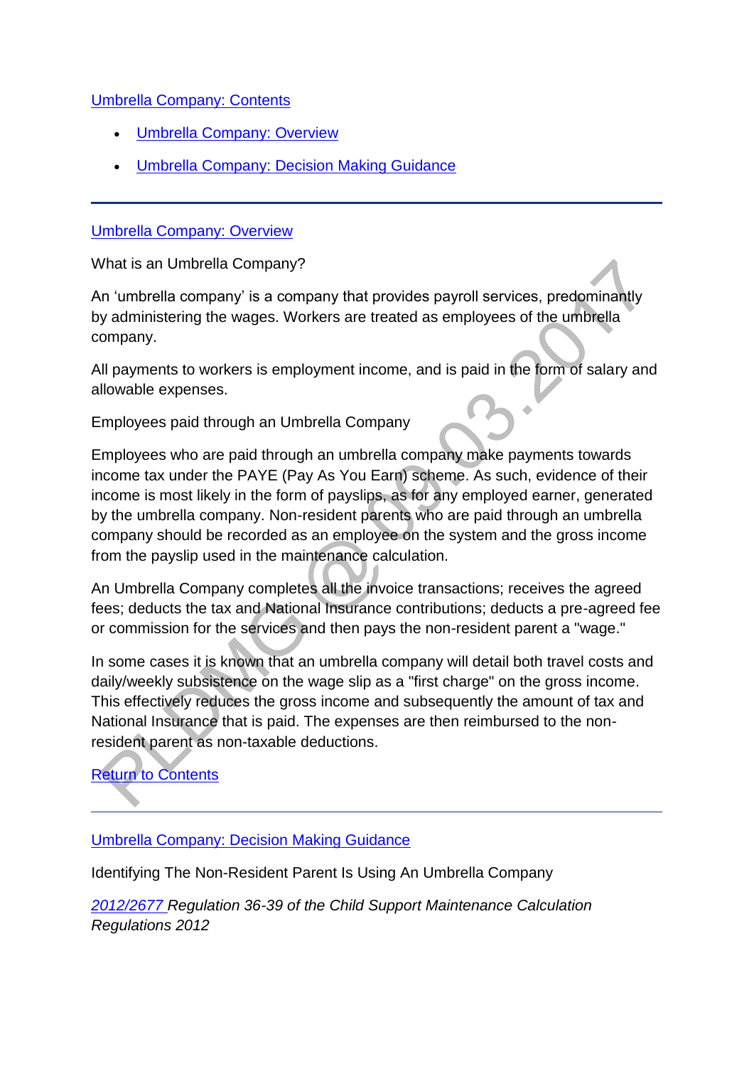[Umbrella Company: Contents](#)

- [Umbrella Company: Overview](#)
- [Umbrella Company: Decision Making Guidance](#)

---

## [Umbrella Company: Overview](#)

What is an Umbrella Company?

An 'umbrella company' is a company that provides payroll services, predominantly by administering the wages. Workers are treated as employees of the umbrella company.

All payments to workers is employment income, and is paid in the form of salary and allowable expenses.

Employees paid through an Umbrella Company

Employees who are paid through an umbrella company make payments towards income tax under the PAYE (Pay As You Earn) scheme. As such, evidence of their income is most likely in the form of payslips, as for any employed earner, generated by the umbrella company. Non-resident parents who are paid through an umbrella company should be recorded as an employee on the system and the gross income from the payslip used in the maintenance calculation.

An Umbrella Company completes all the invoice transactions; receives the agreed fees; deducts the tax and National Insurance contributions; deducts a pre-agreed fee or commission for the services and then pays the non-resident parent a "wage."

In some cases it is known that an umbrella company will detail both travel costs and daily/weekly subsistence on the wage slip as a "first charge" on the gross income. This effectively reduces the gross income and subsequently the amount of tax and National Insurance that is paid. The expenses are then reimbursed to the non-resident parent as non-taxable deductions.

[Return to Contents](#)

---

## [Umbrella Company: Decision Making Guidance](#)

Identifying The Non-Resident Parent Is Using An Umbrella Company

*[2012/2677](#) Regulation 36-39 of the Child Support Maintenance Calculation Regulations 2012*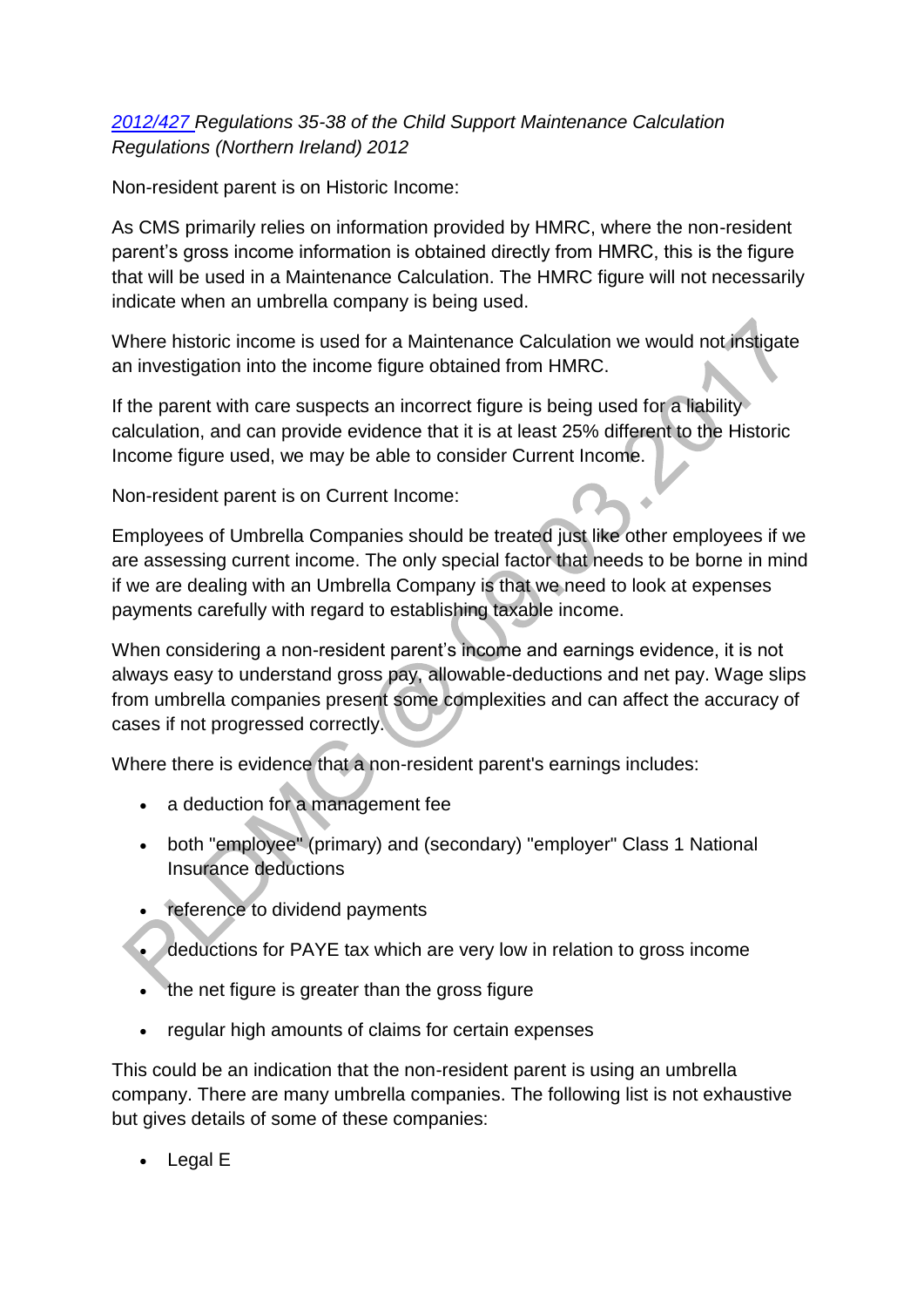*[2012/427](#) Regulations 35-38 of the Child Support Maintenance Calculation Regulations (Northern Ireland) 2012*

Non-resident parent is on Historic Income:

As CMS primarily relies on information provided by HMRC, where the non-resident parent's gross income information is obtained directly from HMRC, this is the figure that will be used in a Maintenance Calculation. The HMRC figure will not necessarily indicate when an umbrella company is being used.

Where historic income is used for a Maintenance Calculation we would not instigate an investigation into the income figure obtained from HMRC.

If the parent with care suspects an incorrect figure is being used for a liability calculation, and can provide evidence that it is at least 25% different to the Historic Income figure used, we may be able to consider Current Income.

Non-resident parent is on Current Income:

Employees of Umbrella Companies should be treated just like other employees if we are assessing current income. The only special factor that needs to be borne in mind if we are dealing with an Umbrella Company is that we need to look at expenses payments carefully with regard to establishing taxable income.

When considering a non-resident parent's income and earnings evidence, it is not always easy to understand gross pay, allowable-deductions and net pay. Wage slips from umbrella companies present some complexities and can affect the accuracy of cases if not progressed correctly.

Where there is evidence that a non-resident parent's earnings includes:

- a deduction for a management fee
- both "employee" (primary) and (secondary) "employer" Class 1 National Insurance deductions
- reference to dividend payments
- deductions for PAYE tax which are very low in relation to gross income
- the net figure is greater than the gross figure
- regular high amounts of claims for certain expenses

This could be an indication that the non-resident parent is using an umbrella company. There are many umbrella companies. The following list is not exhaustive but gives details of some of these companies:

- Legal E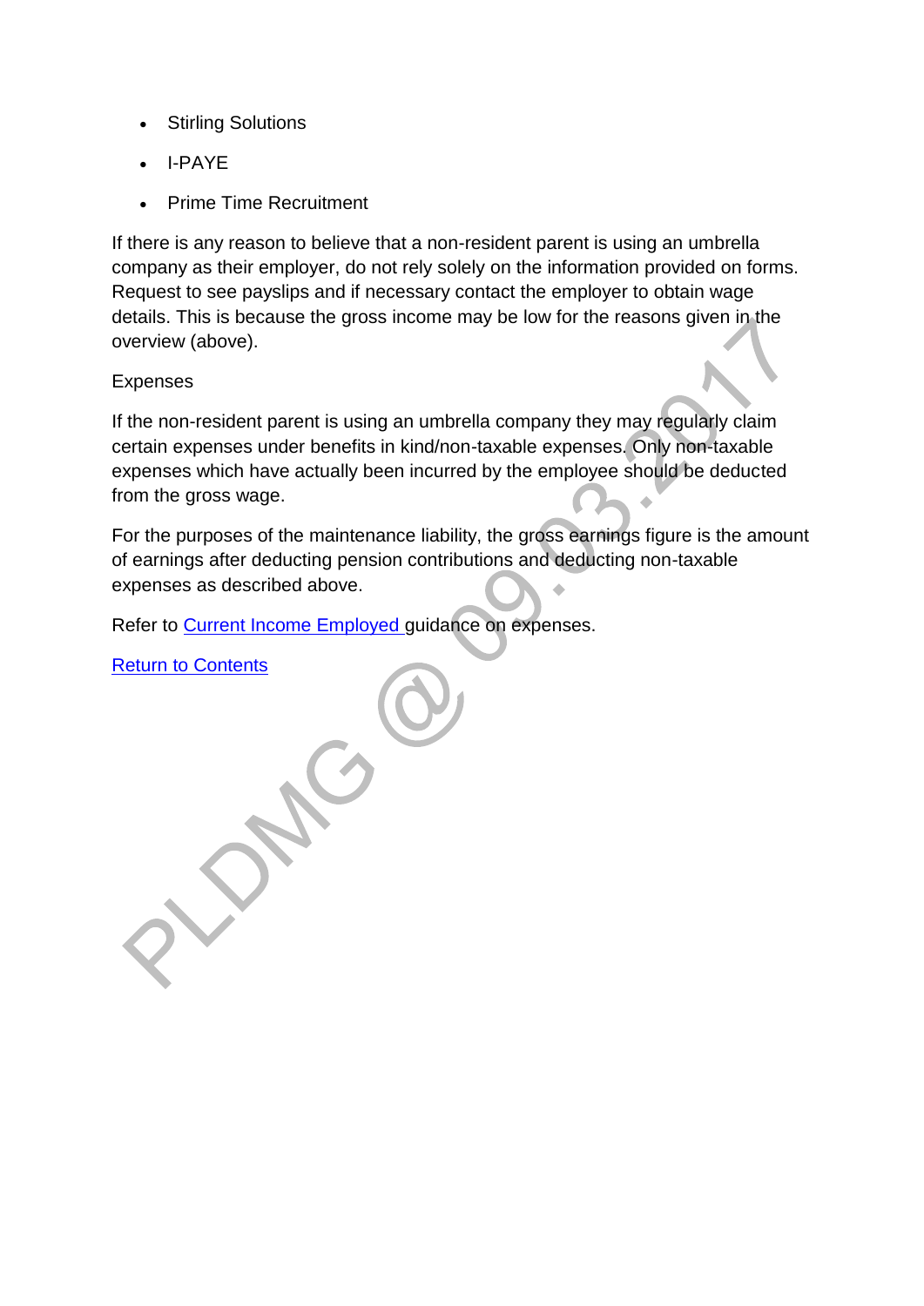- Stirling Solutions
- I-PAYE
- Prime Time Recruitment

If there is any reason to believe that a non-resident parent is using an umbrella company as their employer, do not rely solely on the information provided on forms. Request to see payslips and if necessary contact the employer to obtain wage details. This is because the gross income may be low for the reasons given in the overview (above).

Expenses

If the non-resident parent is using an umbrella company they may regularly claim certain expenses under benefits in kind/non-taxable expenses. Only non-taxable expenses which have actually been incurred by the employee should be deducted from the gross wage.

For the purposes of the maintenance liability, the gross earnings figure is the amount of earnings after deducting pension contributions and deducting non-taxable expenses as described above.

Refer to [Current Income Employed](#) guidance on expenses.

[Return to Contents](#)